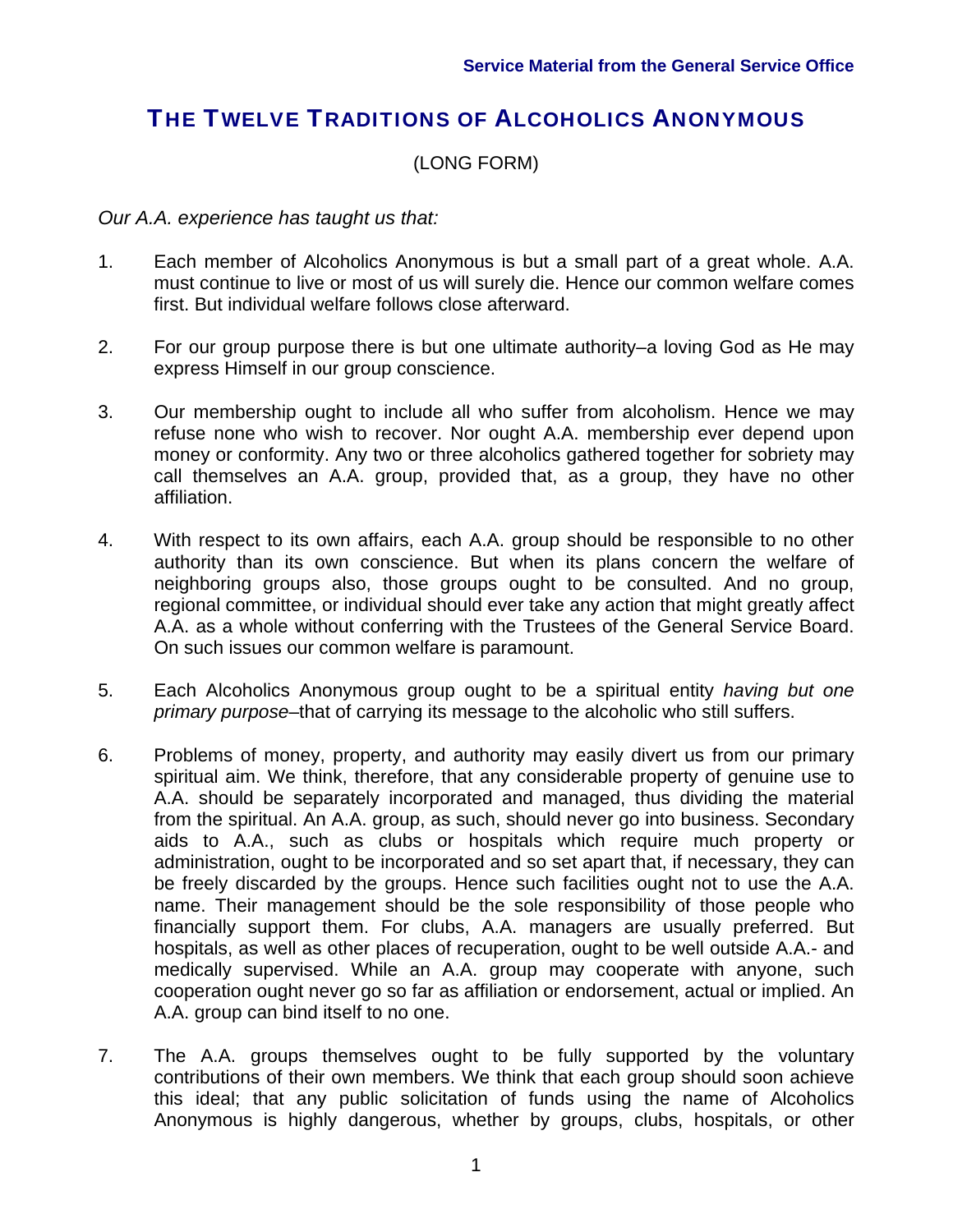Service Material from the General Service Office

# THE TWELVE TRADITIONS OF ALCOHOLICS ANONYMOUS

(LONG FORM)

*Our A.A. experience has taught us that:*

1. Each member of Alcoholics Anonymous is but a small part of a great whole. A.A. must continue to live or most of us will surely die. Hence our common welfare comes first. But individual welfare follows close afterward.

2. For our group purpose there is but one ultimate authority–a loving God as He may express Himself in our group conscience.

3. Our membership ought to include all who suffer from alcoholism. Hence we may refuse none who wish to recover. Nor ought A.A. membership ever depend upon money or conformity. Any two or three alcoholics gathered together for sobriety may call themselves an A.A. group, provided that, as a group, they have no other affiliation.

4. With respect to its own affairs, each A.A. group should be responsible to no other authority than its own conscience. But when its plans concern the welfare of neighboring groups also, those groups ought to be consulted. And no group, regional committee, or individual should ever take any action that might greatly affect A.A. as a whole without conferring with the Trustees of the General Service Board. On such issues our common welfare is paramount.

5. Each Alcoholics Anonymous group ought to be a spiritual entity *having but one primary purpose*–that of carrying its message to the alcoholic who still suffers.

6. Problems of money, property, and authority may easily divert us from our primary spiritual aim. We think, therefore, that any considerable property of genuine use to A.A. should be separately incorporated and managed, thus dividing the material from the spiritual. An A.A. group, as such, should never go into business. Secondary aids to A.A., such as clubs or hospitals which require much property or administration, ought to be incorporated and so set apart that, if necessary, they can be freely discarded by the groups. Hence such facilities ought not to use the A.A. name. Their management should be the sole responsibility of those people who financially support them. For clubs, A.A. managers are usually preferred. But hospitals, as well as other places of recuperation, ought to be well outside A.A.- and medically supervised. While an A.A. group may cooperate with anyone, such cooperation ought never go so far as affiliation or endorsement, actual or implied. An A.A. group can bind itself to no one.

7. The A.A. groups themselves ought to be fully supported by the voluntary contributions of their own members. We think that each group should soon achieve this ideal; that any public solicitation of funds using the name of Alcoholics Anonymous is highly dangerous, whether by groups, clubs, hospitals, or other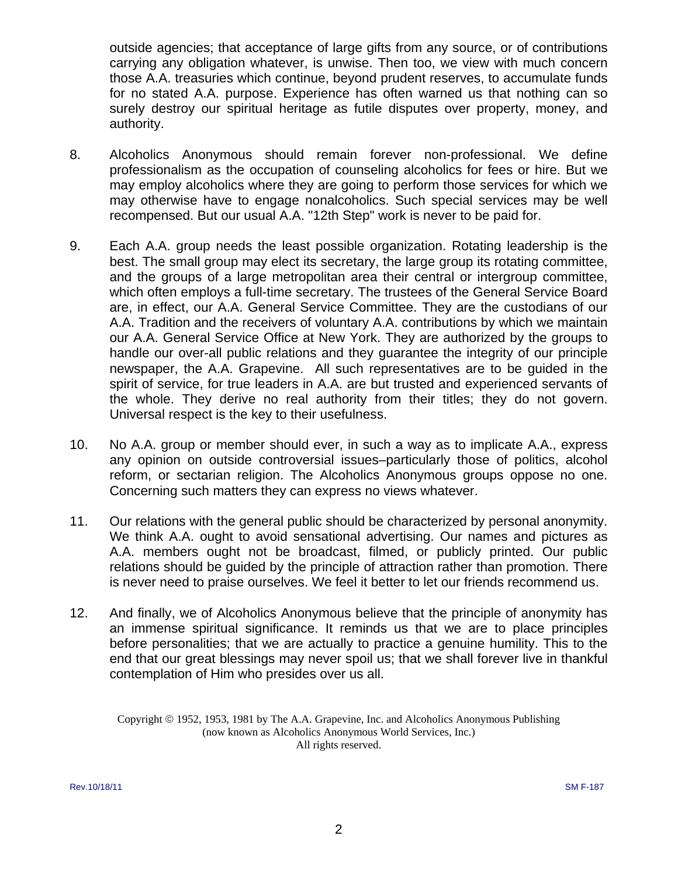outside agencies; that acceptance of large gifts from any source, or of contributions carrying any obligation whatever, is unwise. Then too, we view with much concern those A.A. treasuries which continue, beyond prudent reserves, to accumulate funds for no stated A.A. purpose. Experience has often warned us that nothing can so surely destroy our spiritual heritage as futile disputes over property, money, and authority.

8. Alcoholics Anonymous should remain forever non-professional. We define professionalism as the occupation of counseling alcoholics for fees or hire. But we may employ alcoholics where they are going to perform those services for which we may otherwise have to engage nonalcoholics. Such special services may be well recompensed. But our usual A.A. "12th Step" work is never to be paid for.

9. Each A.A. group needs the least possible organization. Rotating leadership is the best. The small group may elect its secretary, the large group its rotating committee, and the groups of a large metropolitan area their central or intergroup committee, which often employs a full-time secretary. The trustees of the General Service Board are, in effect, our A.A. General Service Committee. They are the custodians of our A.A. Tradition and the receivers of voluntary A.A. contributions by which we maintain our A.A. General Service Office at New York. They are authorized by the groups to handle our over-all public relations and they guarantee the integrity of our principle newspaper, the A.A. Grapevine. All such representatives are to be guided in the spirit of service, for true leaders in A.A. are but trusted and experienced servants of the whole. They derive no real authority from their titles; they do not govern. Universal respect is the key to their usefulness.

10. No A.A. group or member should ever, in such a way as to implicate A.A., express any opinion on outside controversial issues–particularly those of politics, alcohol reform, or sectarian religion. The Alcoholics Anonymous groups oppose no one. Concerning such matters they can express no views whatever.

11. Our relations with the general public should be characterized by personal anonymity. We think A.A. ought to avoid sensational advertising. Our names and pictures as A.A. members ought not be broadcast, filmed, or publicly printed. Our public relations should be guided by the principle of attraction rather than promotion. There is never need to praise ourselves. We feel it better to let our friends recommend us.

12. And finally, we of Alcoholics Anonymous believe that the principle of anonymity has an immense spiritual significance. It reminds us that we are to place principles before personalities; that we are actually to practice a genuine humility. This to the end that our great blessings may never spoil us; that we shall forever live in thankful contemplation of Him who presides over us all.

Copyright © 1952, 1953, 1981 by The A.A. Grapevine, Inc. and Alcoholics Anonymous Publishing
(now known as Alcoholics Anonymous World Services, Inc.)
All rights reserved.

Rev.10/18/11 SM F-187